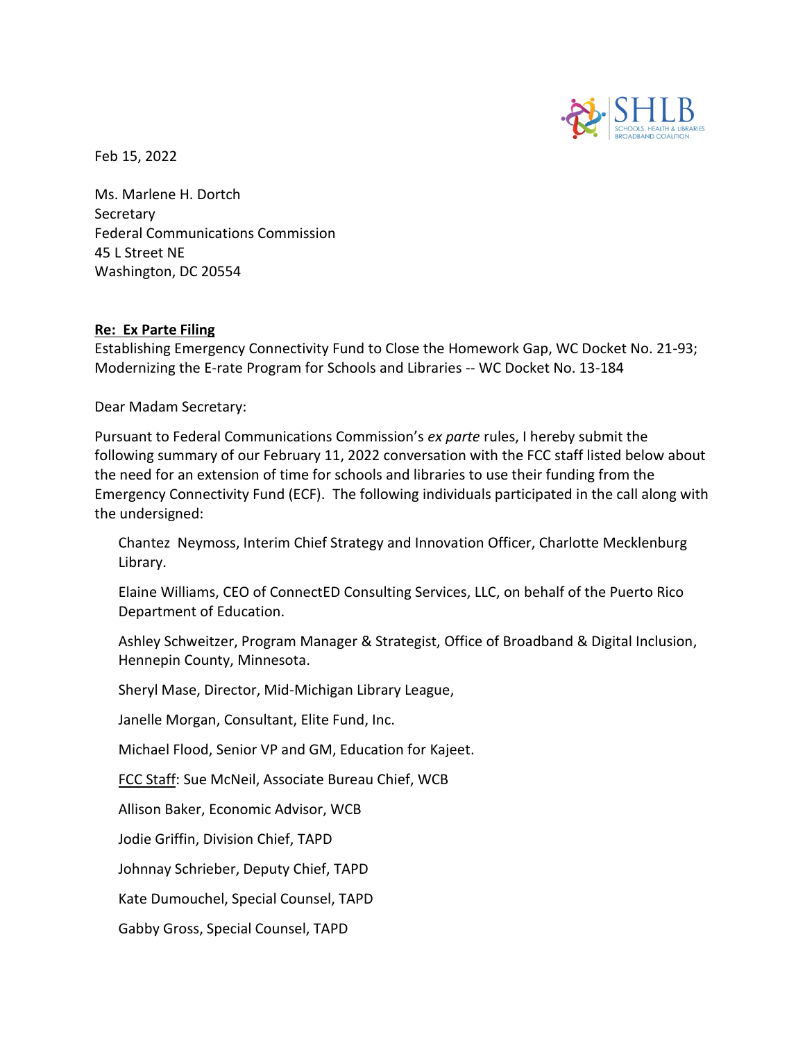Feb 15, 2022

Ms. Marlene H. Dortch
Secretary
Federal Communications Commission
45 L Street NE
Washington, DC 20554

**Re: Ex Parte Filing**
Establishing Emergency Connectivity Fund to Close the Homework Gap, WC Docket No. 21-93; Modernizing the E-rate Program for Schools and Libraries -- WC Docket No. 13-184

Dear Madam Secretary:

Pursuant to Federal Communications Commission's *ex parte* rules, I hereby submit the following summary of our February 11, 2022 conversation with the FCC staff listed below about the need for an extension of time for schools and libraries to use their funding from the Emergency Connectivity Fund (ECF). The following individuals participated in the call along with the undersigned:

Chantez Neymoss, Interim Chief Strategy and Innovation Officer, Charlotte Mecklenburg Library.

Elaine Williams, CEO of ConnectED Consulting Services, LLC, on behalf of the Puerto Rico Department of Education.

Ashley Schweitzer, Program Manager & Strategist, Office of Broadband & Digital Inclusion, Hennepin County, Minnesota.

Sheryl Mase, Director, Mid-Michigan Library League,

Janelle Morgan, Consultant, Elite Fund, Inc.

Michael Flood, Senior VP and GM, Education for Kajeet.

FCC Staff: Sue McNeil, Associate Bureau Chief, WCB

Allison Baker, Economic Advisor, WCB

Jodie Griffin, Division Chief, TAPD

Johnnay Schrieber, Deputy Chief, TAPD

Kate Dumouchel, Special Counsel, TAPD

Gabby Gross, Special Counsel, TAPD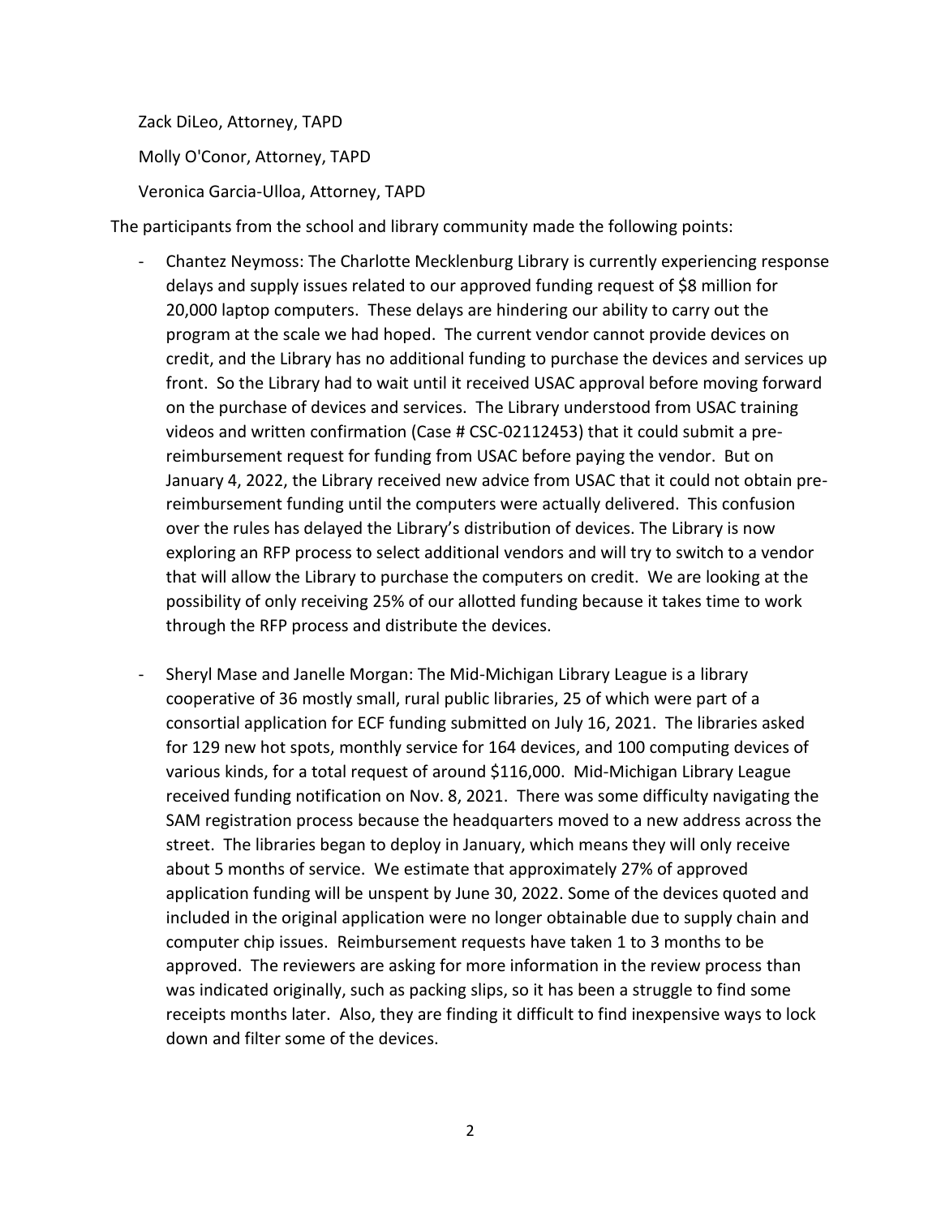Zack DiLeo, Attorney, TAPD

Molly O'Conor, Attorney, TAPD

Veronica Garcia-Ulloa, Attorney, TAPD

The participants from the school and library community made the following points:

- Chantez Neymoss: The Charlotte Mecklenburg Library is currently experiencing response delays and supply issues related to our approved funding request of $8 million for 20,000 laptop computers. These delays are hindering our ability to carry out the program at the scale we had hoped. The current vendor cannot provide devices on credit, and the Library has no additional funding to purchase the devices and services up front. So the Library had to wait until it received USAC approval before moving forward on the purchase of devices and services. The Library understood from USAC training videos and written confirmation (Case # CSC-02112453) that it could submit a pre-reimbursement request for funding from USAC before paying the vendor. But on January 4, 2022, the Library received new advice from USAC that it could not obtain pre-reimbursement funding until the computers were actually delivered. This confusion over the rules has delayed the Library's distribution of devices. The Library is now exploring an RFP process to select additional vendors and will try to switch to a vendor that will allow the Library to purchase the computers on credit. We are looking at the possibility of only receiving 25% of our allotted funding because it takes time to work through the RFP process and distribute the devices.

- Sheryl Mase and Janelle Morgan: The Mid-Michigan Library League is a library cooperative of 36 mostly small, rural public libraries, 25 of which were part of a consortial application for ECF funding submitted on July 16, 2021. The libraries asked for 129 new hot spots, monthly service for 164 devices, and 100 computing devices of various kinds, for a total request of around $116,000. Mid-Michigan Library League received funding notification on Nov. 8, 2021. There was some difficulty navigating the SAM registration process because the headquarters moved to a new address across the street. The libraries began to deploy in January, which means they will only receive about 5 months of service. We estimate that approximately 27% of approved application funding will be unspent by June 30, 2022. Some of the devices quoted and included in the original application were no longer obtainable due to supply chain and computer chip issues. Reimbursement requests have taken 1 to 3 months to be approved. The reviewers are asking for more information in the review process than was indicated originally, such as packing slips, so it has been a struggle to find some receipts months later. Also, they are finding it difficult to find inexpensive ways to lock down and filter some of the devices.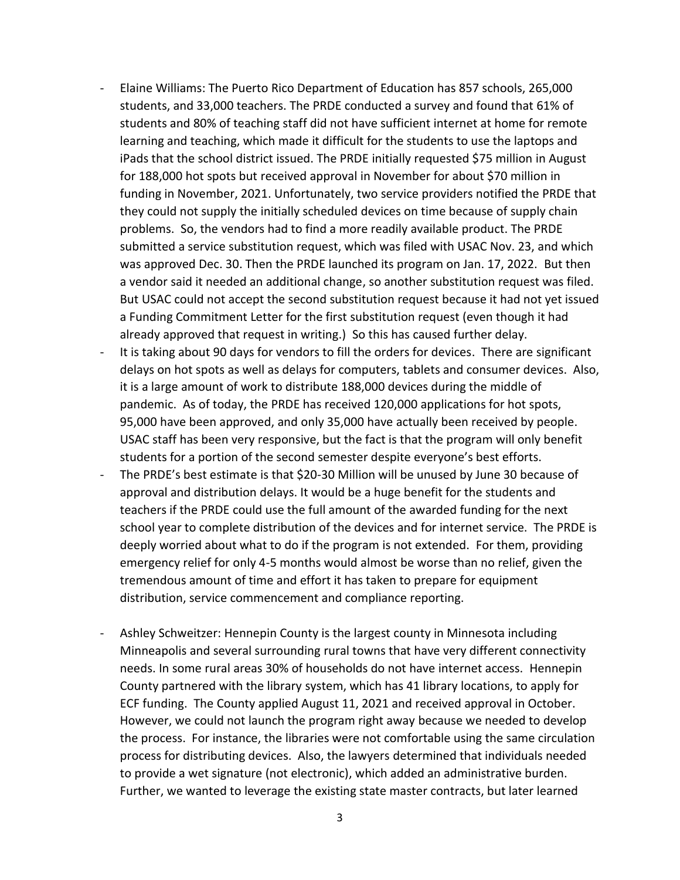- Elaine Williams: The Puerto Rico Department of Education has 857 schools, 265,000 students, and 33,000 teachers. The PRDE conducted a survey and found that 61% of students and 80% of teaching staff did not have sufficient internet at home for remote learning and teaching, which made it difficult for the students to use the laptops and iPads that the school district issued. The PRDE initially requested $75 million in August for 188,000 hot spots but received approval in November for about $70 million in funding in November, 2021. Unfortunately, two service providers notified the PRDE that they could not supply the initially scheduled devices on time because of supply chain problems. So, the vendors had to find a more readily available product. The PRDE submitted a service substitution request, which was filed with USAC Nov. 23, and which was approved Dec. 30. Then the PRDE launched its program on Jan. 17, 2022. But then a vendor said it needed an additional change, so another substitution request was filed. But USAC could not accept the second substitution request because it had not yet issued a Funding Commitment Letter for the first substitution request (even though it had already approved that request in writing.) So this has caused further delay.
- It is taking about 90 days for vendors to fill the orders for devices. There are significant delays on hot spots as well as delays for computers, tablets and consumer devices. Also, it is a large amount of work to distribute 188,000 devices during the middle of pandemic. As of today, the PRDE has received 120,000 applications for hot spots, 95,000 have been approved, and only 35,000 have actually been received by people. USAC staff has been very responsive, but the fact is that the program will only benefit students for a portion of the second semester despite everyone's best efforts.
- The PRDE's best estimate is that $20-30 Million will be unused by June 30 because of approval and distribution delays. It would be a huge benefit for the students and teachers if the PRDE could use the full amount of the awarded funding for the next school year to complete distribution of the devices and for internet service. The PRDE is deeply worried about what to do if the program is not extended. For them, providing emergency relief for only 4-5 months would almost be worse than no relief, given the tremendous amount of time and effort it has taken to prepare for equipment distribution, service commencement and compliance reporting.

- Ashley Schweitzer: Hennepin County is the largest county in Minnesota including Minneapolis and several surrounding rural towns that have very different connectivity needs. In some rural areas 30% of households do not have internet access. Hennepin County partnered with the library system, which has 41 library locations, to apply for ECF funding. The County applied August 11, 2021 and received approval in October. However, we could not launch the program right away because we needed to develop the process. For instance, the libraries were not comfortable using the same circulation process for distributing devices. Also, the lawyers determined that individuals needed to provide a wet signature (not electronic), which added an administrative burden. Further, we wanted to leverage the existing state master contracts, but later learned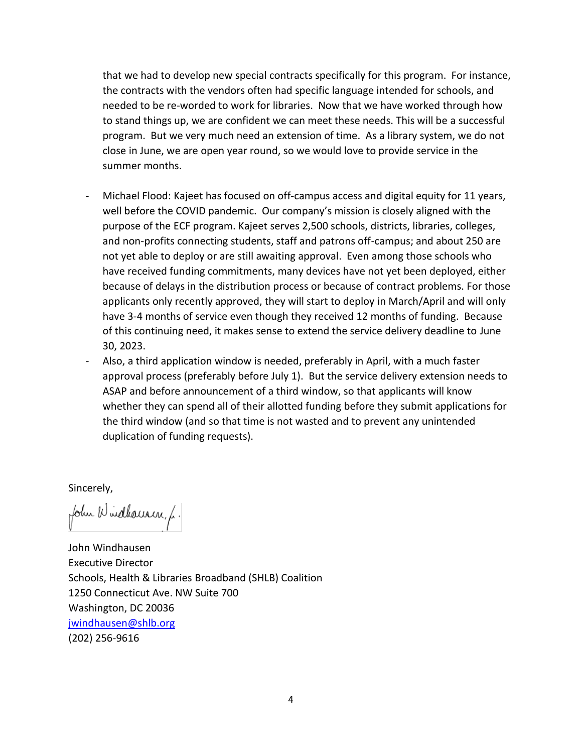that we had to develop new special contracts specifically for this program. For instance, the contracts with the vendors often had specific language intended for schools, and needed to be re-worded to work for libraries. Now that we have worked through how to stand things up, we are confident we can meet these needs. This will be a successful program. But we very much need an extension of time. As a library system, we do not close in June, we are open year round, so we would love to provide service in the summer months.

- Michael Flood: Kajeet has focused on off-campus access and digital equity for 11 years, well before the COVID pandemic. Our company's mission is closely aligned with the purpose of the ECF program. Kajeet serves 2,500 schools, districts, libraries, colleges, and non-profits connecting students, staff and patrons off-campus; and about 250 are not yet able to deploy or are still awaiting approval. Even among those schools who have received funding commitments, many devices have not yet been deployed, either because of delays in the distribution process or because of contract problems. For those applicants only recently approved, they will start to deploy in March/April and will only have 3-4 months of service even though they received 12 months of funding. Because of this continuing need, it makes sense to extend the service delivery deadline to June 30, 2023.
- Also, a third application window is needed, preferably in April, with a much faster approval process (preferably before July 1). But the service delivery extension needs to ASAP and before announcement of a third window, so that applicants will know whether they can spend all of their allotted funding before they submit applications for the third window (and so that time is not wasted and to prevent any unintended duplication of funding requests).

Sincerely,

John Windhausen
Executive Director
Schools, Health & Libraries Broadband (SHLB) Coalition
1250 Connecticut Ave. NW Suite 700
Washington, DC 20036
jwindhausen@shlb.org
(202) 256-9616